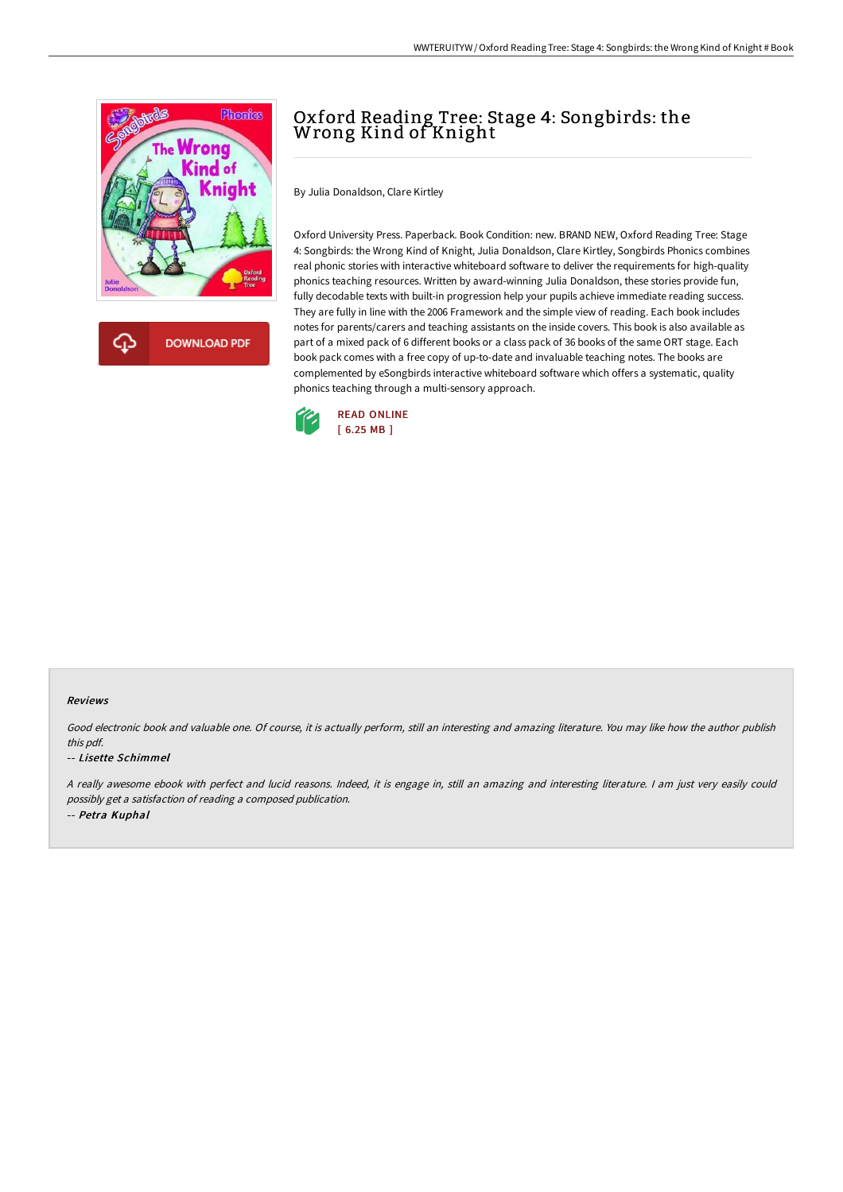# Oxford Reading Tree: Stage 4: Songbirds: the Wrong Kind of Knight

By Julia Donaldson, Clare Kirtley

Oxford University Press. Paperback. Book Condition: new. BRAND NEW, Oxford Reading Tree: Stage 4: Songbirds: the Wrong Kind of Knight, Julia Donaldson, Clare Kirtley, Songbirds Phonics combines real phonic stories with interactive whiteboard software to deliver the requirements for high-quality phonics teaching resources. Written by award-winning Julia Donaldson, these stories provide fun, fully decodable texts with built-in progression help your pupils achieve immediate reading success. They are fully in line with the 2006 Framework and the simple view of reading. Each book includes notes for parents/carers and teaching assistants on the inside covers. This book is also available as part of a mixed pack of 6 different books or a class pack of 36 books of the same ORT stage. Each book pack comes with a free copy of up-to-date and invaluable teaching notes. The books are complemented by eSongbirds interactive whiteboard software which offers a systematic, quality phonics teaching through a multi-sensory approach.

READ ONLINE
[ 6.25 MB ]

### Reviews

*Good electronic book and valuable one. Of course, it is actually perform, still an interesting and amazing literature. You may like how the author publish this pdf.*

-- *Lisette Schimmel*

*A really awesome ebook with perfect and lucid reasons. Indeed, it is engage in, still an amazing and interesting literature. I am just very easily could possibly get a satisfaction of reading a composed publication.*

-- *Petra Kuphal*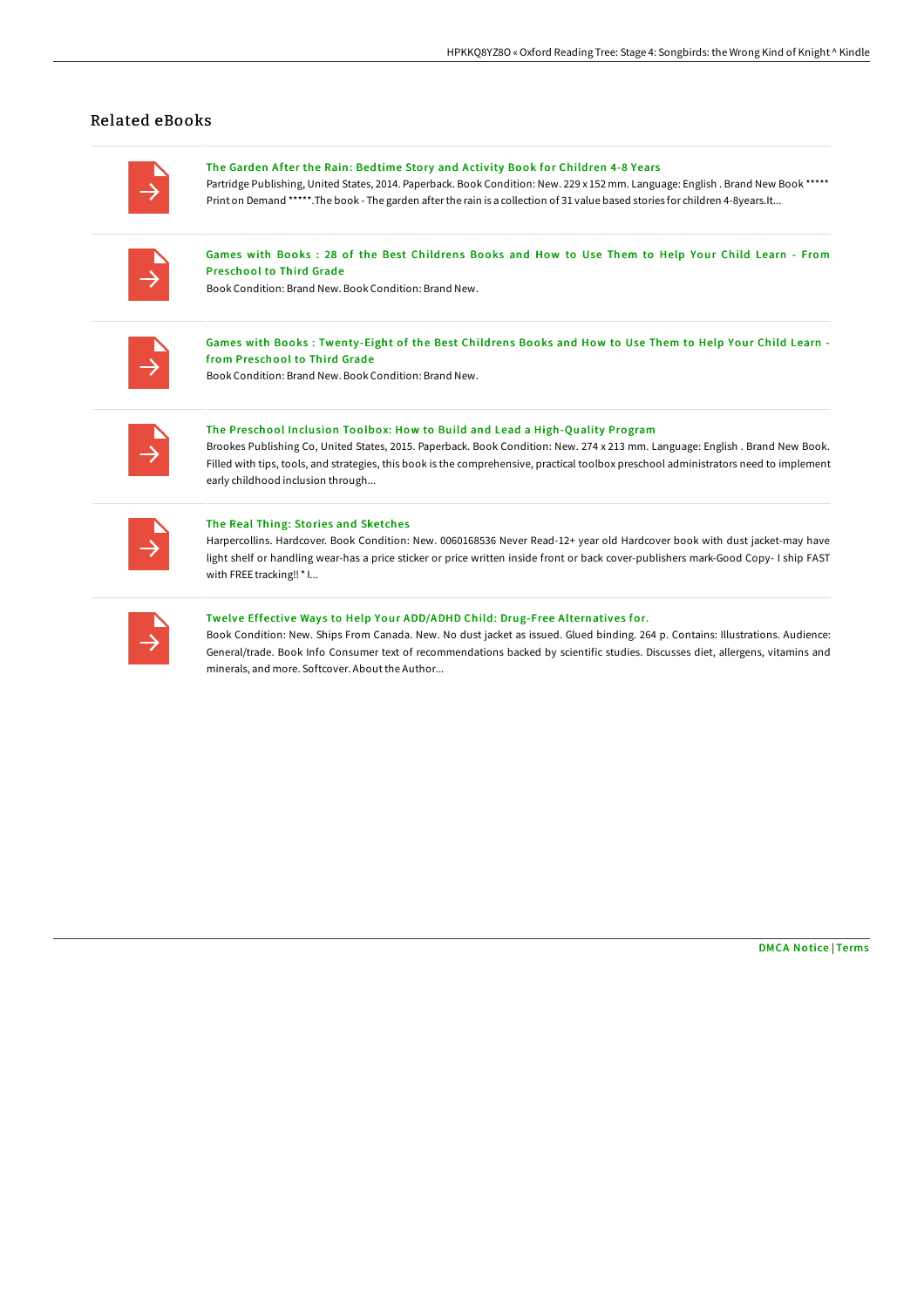## Related eBooks

**The Garden After the Rain: Bedtime Story and Activity Book for Children 4-8 Years**

Partridge Publishing, United States, 2014. Paperback. Book Condition: New. 229 x 152 mm. Language: English . Brand New Book ***** Print on Demand *****.The book - The garden after the rain is a collection of 31 value based stories for children 4-8years.It...

**Games with Books : 28 of the Best Childrens Books and How to Use Them to Help Your Child Learn - From Preschool to Third Grade**

Book Condition: Brand New. Book Condition: Brand New.

**Games with Books : Twenty-Eight of the Best Childrens Books and How to Use Them to Help Your Child Learn - from Preschool to Third Grade**

Book Condition: Brand New. Book Condition: Brand New.

**The Preschool Inclusion Toolbox: How to Build and Lead a High-Quality Program**

Brookes Publishing Co, United States, 2015. Paperback. Book Condition: New. 274 x 213 mm. Language: English . Brand New Book. Filled with tips, tools, and strategies, this book is the comprehensive, practical toolbox preschool administrators need to implement early childhood inclusion through...

**The Real Thing: Stories and Sketches**

Harpercollins. Hardcover. Book Condition: New. 0060168536 Never Read-12+ year old Hardcover book with dust jacket-may have light shelf or handling wear-has a price sticker or price written inside front or back cover-publishers mark-Good Copy- I ship FAST with FREE tracking!! * I...

**Twelve Effective Ways to Help Your ADD/ADHD Child: Drug-Free Alternatives for.**

Book Condition: New. Ships From Canada. New. No dust jacket as issued. Glued binding. 264 p. Contains: Illustrations. Audience: General/trade. Book Info Consumer text of recommendations backed by scientific studies. Discusses diet, allergens, vitamins and minerals, and more. Softcover. About the Author...

DMCA Notice | Terms